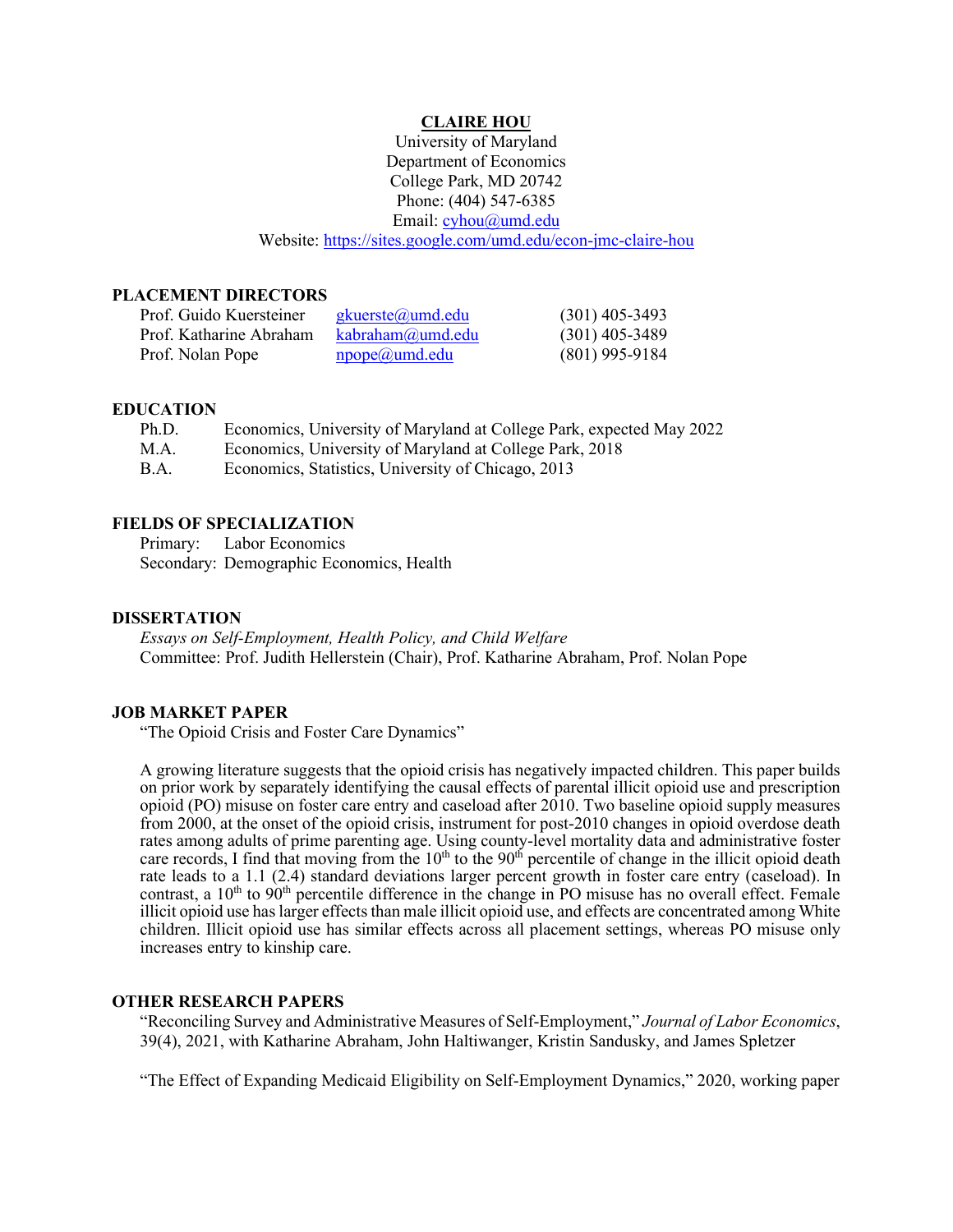# CLAIRE HOU

University of Maryland
Department of Economics
College Park, MD 20742
Phone: (404) 547-6385
Email: cyhou@umd.edu
Website: https://sites.google.com/umd.edu/econ-jmc-claire-hou

## PLACEMENT DIRECTORS

| | | |
|---|---|---|
| Prof. Guido Kuersteiner | gkuerste@umd.edu | (301) 405-3493 |
| Prof. Katharine Abraham | kabraham@umd.edu | (301) 405-3489 |
| Prof. Nolan Pope | npope@umd.edu | (801) 995-9184 |

## EDUCATION

| | |
|---|---|
| Ph.D. | Economics, University of Maryland at College Park, expected May 2022 |
| M.A. | Economics, University of Maryland at College Park, 2018 |
| B.A. | Economics, Statistics, University of Chicago, 2013 |

## FIELDS OF SPECIALIZATION

Primary: Labor Economics
Secondary: Demographic Economics, Health

## DISSERTATION

*Essays on Self-Employment, Health Policy, and Child Welfare*
Committee: Prof. Judith Hellerstein (Chair), Prof. Katharine Abraham, Prof. Nolan Pope

## JOB MARKET PAPER

"The Opioid Crisis and Foster Care Dynamics"

A growing literature suggests that the opioid crisis has negatively impacted children. This paper builds on prior work by separately identifying the causal effects of parental illicit opioid use and prescription opioid (PO) misuse on foster care entry and caseload after 2010. Two baseline opioid supply measures from 2000, at the onset of the opioid crisis, instrument for post-2010 changes in opioid overdose death rates among adults of prime parenting age. Using county-level mortality data and administrative foster care records, I find that moving from the 10th to the 90th percentile of change in the illicit opioid death rate leads to a 1.1 (2.4) standard deviations larger percent growth in foster care entry (caseload). In contrast, a 10th to 90th percentile difference in the change in PO misuse has no overall effect. Female illicit opioid use has larger effects than male illicit opioid use, and effects are concentrated among White children. Illicit opioid use has similar effects across all placement settings, whereas PO misuse only increases entry to kinship care.

## OTHER RESEARCH PAPERS

"Reconciling Survey and Administrative Measures of Self-Employment," *Journal of Labor Economics*, 39(4), 2021, with Katharine Abraham, John Haltiwanger, Kristin Sandusky, and James Spletzer

"The Effect of Expanding Medicaid Eligibility on Self-Employment Dynamics," 2020, working paper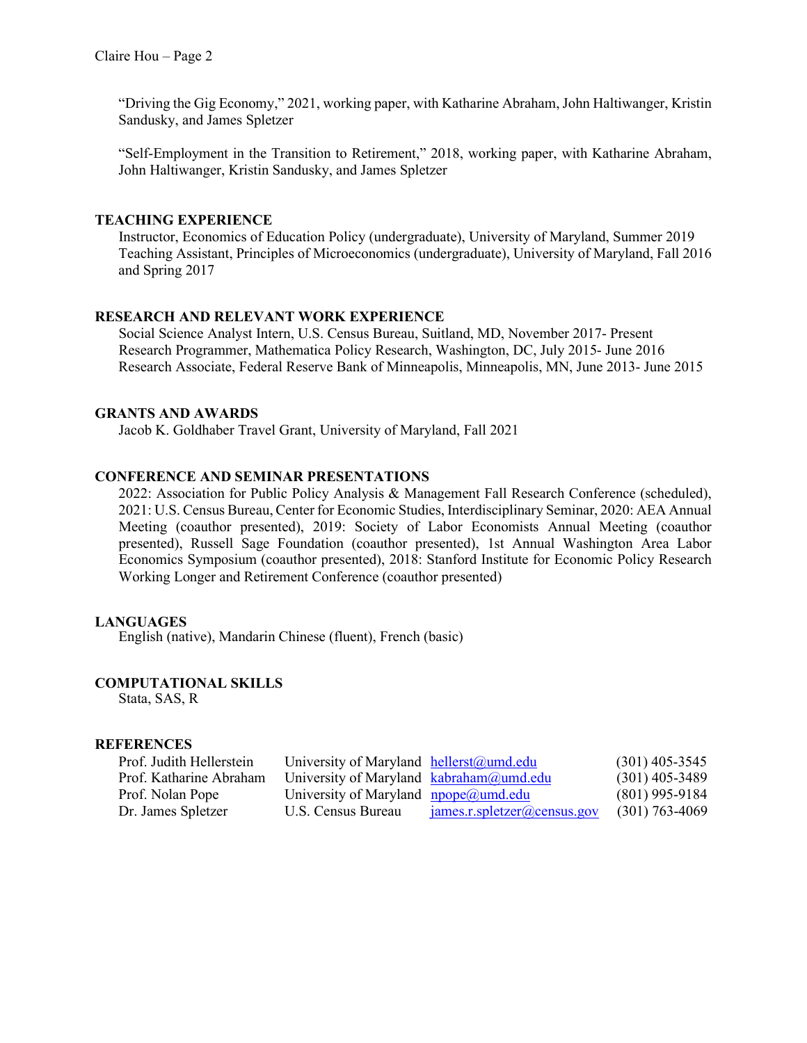"Driving the Gig Economy," 2021, working paper, with Katharine Abraham, John Haltiwanger, Kristin Sandusky, and James Spletzer

"Self-Employment in the Transition to Retirement," 2018, working paper, with Katharine Abraham, John Haltiwanger, Kristin Sandusky, and James Spletzer

## TEACHING EXPERIENCE

Instructor, Economics of Education Policy (undergraduate), University of Maryland, Summer 2019
Teaching Assistant, Principles of Microeconomics (undergraduate), University of Maryland, Fall 2016 and Spring 2017

## RESEARCH AND RELEVANT WORK EXPERIENCE

Social Science Analyst Intern, U.S. Census Bureau, Suitland, MD, November 2017- Present
Research Programmer, Mathematica Policy Research, Washington, DC, July 2015- June 2016
Research Associate, Federal Reserve Bank of Minneapolis, Minneapolis, MN, June 2013- June 2015

## GRANTS AND AWARDS

Jacob K. Goldhaber Travel Grant, University of Maryland, Fall 2021

## CONFERENCE AND SEMINAR PRESENTATIONS

2022: Association for Public Policy Analysis & Management Fall Research Conference (scheduled), 2021: U.S. Census Bureau, Center for Economic Studies, Interdisciplinary Seminar, 2020: AEA Annual Meeting (coauthor presented), 2019: Society of Labor Economists Annual Meeting (coauthor presented), Russell Sage Foundation (coauthor presented), 1st Annual Washington Area Labor Economics Symposium (coauthor presented), 2018: Stanford Institute for Economic Policy Research Working Longer and Retirement Conference (coauthor presented)

## LANGUAGES

English (native), Mandarin Chinese (fluent), French (basic)

## COMPUTATIONAL SKILLS

Stata, SAS, R

## REFERENCES

| | | | |
|---|---|---|---|
| Prof. Judith Hellerstein | University of Maryland | hellerst@umd.edu | (301) 405-3545 |
| Prof. Katharine Abraham | University of Maryland | kabraham@umd.edu | (301) 405-3489 |
| Prof. Nolan Pope | University of Maryland | npope@umd.edu | (801) 995-9184 |
| Dr. James Spletzer | U.S. Census Bureau | james.r.spletzer@census.gov | (301) 763-4069 |